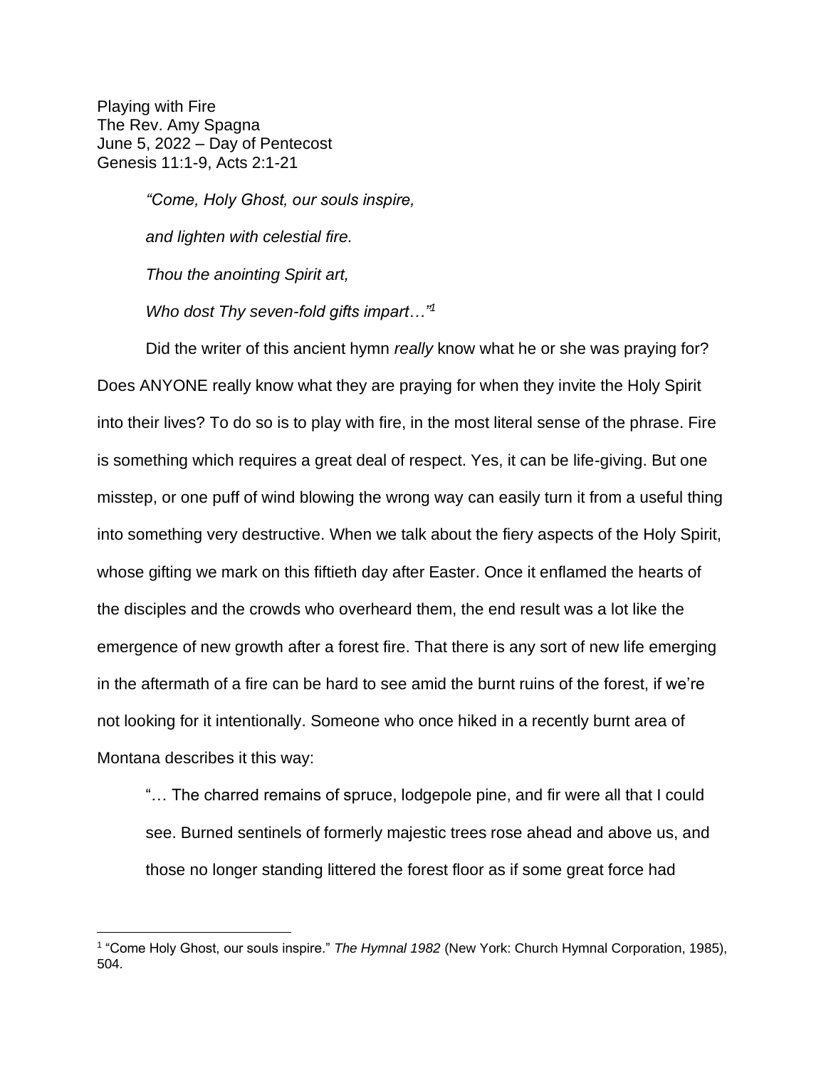Playing with Fire
The Rev. Amy Spagna
June 5, 2022 – Day of Pentecost
Genesis 11:1-9, Acts 2:1-21

> *"Come, Holy Ghost, our souls inspire,*
>
> *and lighten with celestial fire.*
>
> *Thou the anointing Spirit art,*
>
> *Who dost Thy seven-fold gifts impart…"*[1]

Did the writer of this ancient hymn *really* know what he or she was praying for? Does ANYONE really know what they are praying for when they invite the Holy Spirit into their lives? To do so is to play with fire, in the most literal sense of the phrase. Fire is something which requires a great deal of respect. Yes, it can be life-giving. But one misstep, or one puff of wind blowing the wrong way can easily turn it from a useful thing into something very destructive. When we talk about the fiery aspects of the Holy Spirit, whose gifting we mark on this fiftieth day after Easter. Once it enflamed the hearts of the disciples and the crowds who overheard them, the end result was a lot like the emergence of new growth after a forest fire. That there is any sort of new life emerging in the aftermath of a fire can be hard to see amid the burnt ruins of the forest, if we're not looking for it intentionally. Someone who once hiked in a recently burnt area of Montana describes it this way:

> "… The charred remains of spruce, lodgepole pine, and fir were all that I could see. Burned sentinels of formerly majestic trees rose ahead and above us, and those no longer standing littered the forest floor as if some great force had

---

[1] "Come Holy Ghost, our souls inspire." *The Hymnal 1982* (New York: Church Hymnal Corporation, 1985), 504.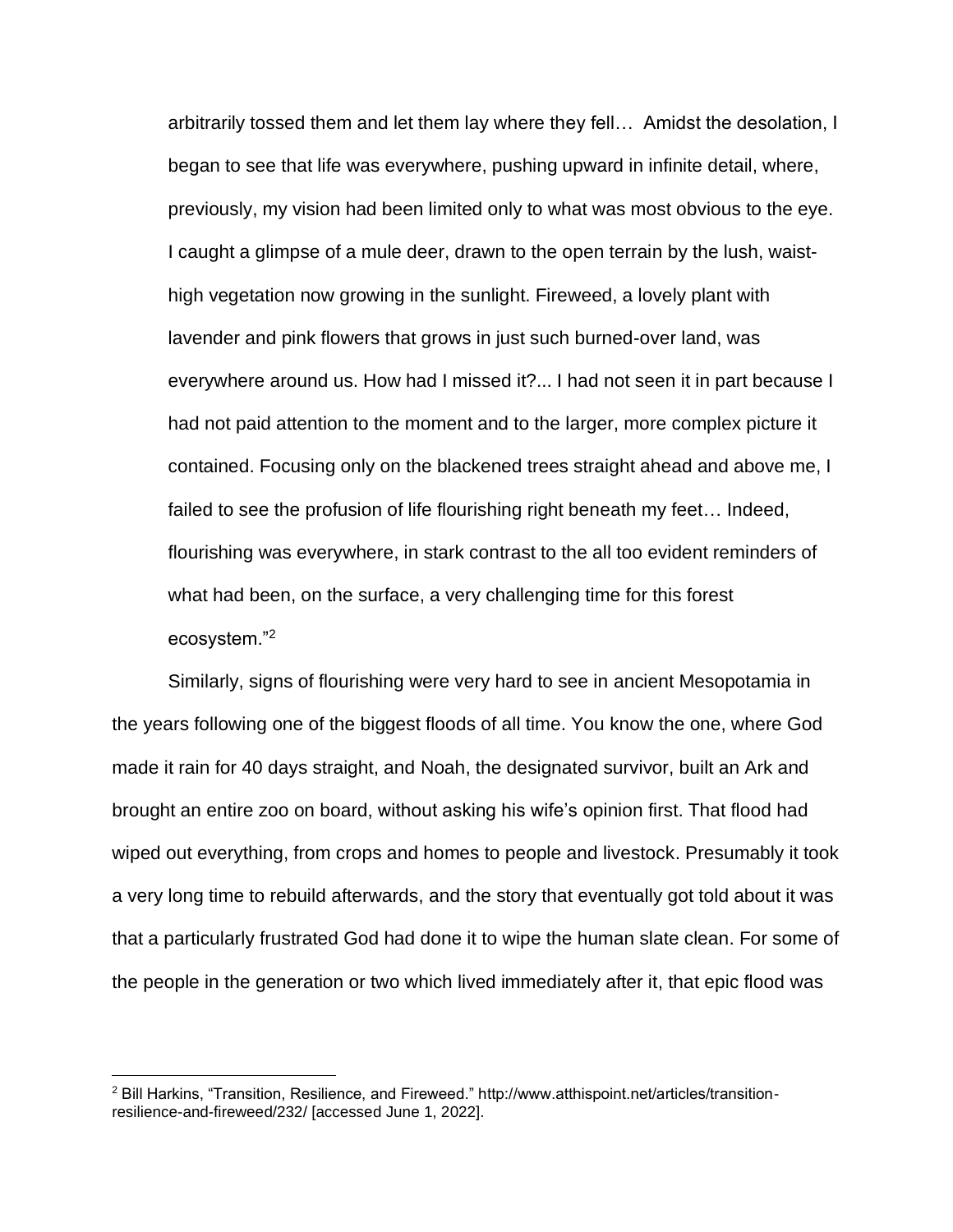arbitrarily tossed them and let them lay where they fell… Amidst the desolation, I began to see that life was everywhere, pushing upward in infinite detail, where, previously, my vision had been limited only to what was most obvious to the eye. I caught a glimpse of a mule deer, drawn to the open terrain by the lush, waist-high vegetation now growing in the sunlight. Fireweed, a lovely plant with lavender and pink flowers that grows in just such burned-over land, was everywhere around us. How had I missed it?... I had not seen it in part because I had not paid attention to the moment and to the larger, more complex picture it contained. Focusing only on the blackened trees straight ahead and above me, I failed to see the profusion of life flourishing right beneath my feet… Indeed, flourishing was everywhere, in stark contrast to the all too evident reminders of what had been, on the surface, a very challenging time for this forest ecosystem."[2]

Similarly, signs of flourishing were very hard to see in ancient Mesopotamia in the years following one of the biggest floods of all time. You know the one, where God made it rain for 40 days straight, and Noah, the designated survivor, built an Ark and brought an entire zoo on board, without asking his wife's opinion first. That flood had wiped out everything, from crops and homes to people and livestock. Presumably it took a very long time to rebuild afterwards, and the story that eventually got told about it was that a particularly frustrated God had done it to wipe the human slate clean. For some of the people in the generation or two which lived immediately after it, that epic flood was

---

[2] Bill Harkins, "Transition, Resilience, and Fireweed." http://www.atthispoint.net/articles/transition-resilience-and-fireweed/232/ [accessed June 1, 2022].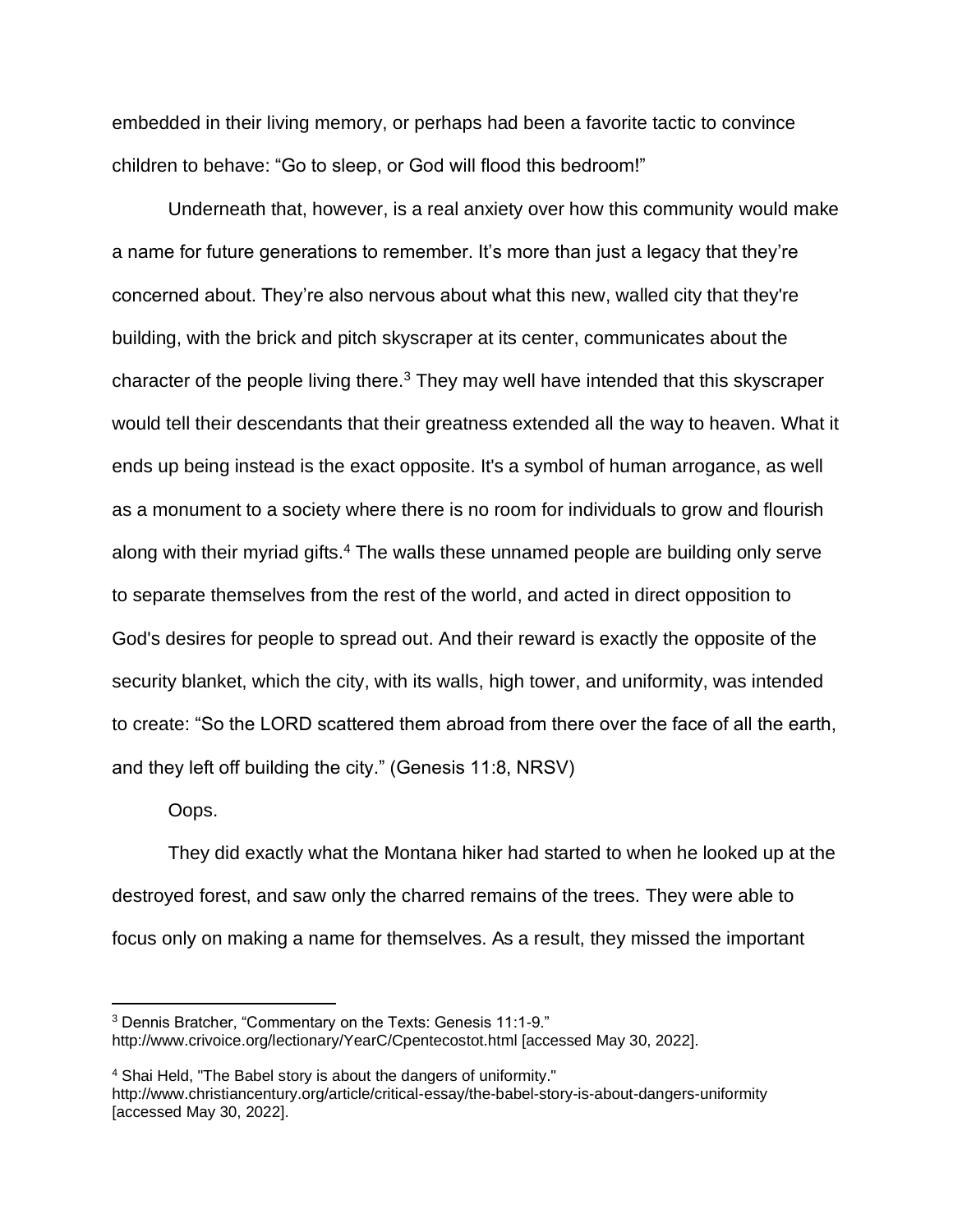embedded in their living memory, or perhaps had been a favorite tactic to convince children to behave: “Go to sleep, or God will flood this bedroom!”

Underneath that, however, is a real anxiety over how this community would make a name for future generations to remember. It’s more than just a legacy that they’re concerned about. They’re also nervous about what this new, walled city that they're building, with the brick and pitch skyscraper at its center, communicates about the character of the people living there.[3] They may well have intended that this skyscraper would tell their descendants that their greatness extended all the way to heaven. What it ends up being instead is the exact opposite. It's a symbol of human arrogance, as well as a monument to a society where there is no room for individuals to grow and flourish along with their myriad gifts.[4] The walls these unnamed people are building only serve to separate themselves from the rest of the world, and acted in direct opposition to God's desires for people to spread out. And their reward is exactly the opposite of the security blanket, which the city, with its walls, high tower, and uniformity, was intended to create: “So the LORD scattered them abroad from there over the face of all the earth, and they left off building the city.” (Genesis 11:8, NRSV)

Oops.

They did exactly what the Montana hiker had started to when he looked up at the destroyed forest, and saw only the charred remains of the trees. They were able to focus only on making a name for themselves. As a result, they missed the important

---

[3] Dennis Bratcher, “Commentary on the Texts: Genesis 11:1-9.” http://www.crivoice.org/lectionary/YearC/Cpentecostot.html [accessed May 30, 2022].

[4] Shai Held, "The Babel story is about the dangers of uniformity." http://www.christiancentury.org/article/critical-essay/the-babel-story-is-about-dangers-uniformity [accessed May 30, 2022].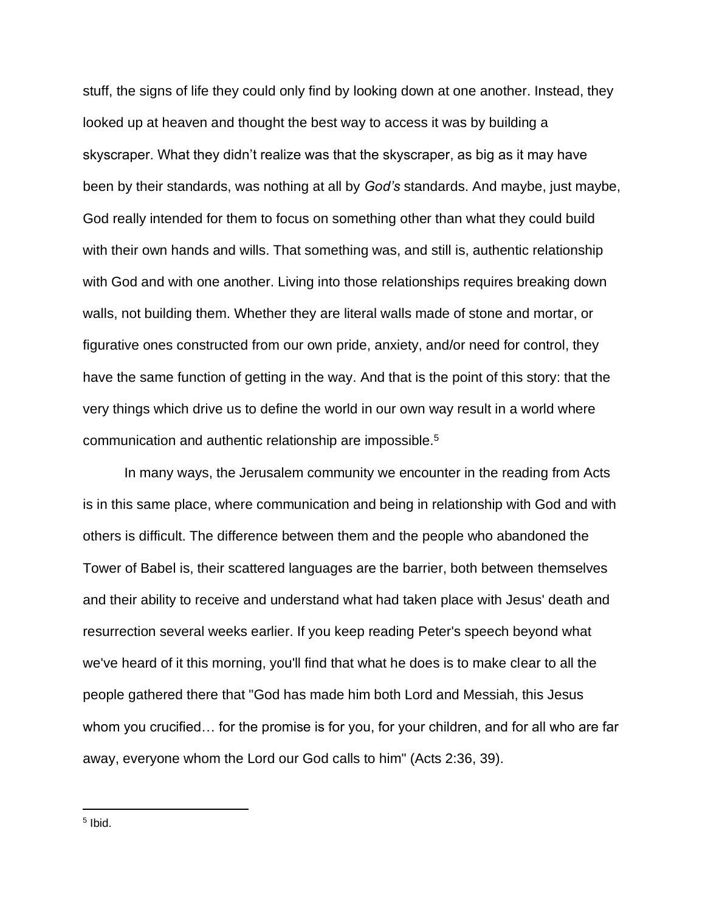stuff, the signs of life they could only find by looking down at one another. Instead, they looked up at heaven and thought the best way to access it was by building a skyscraper. What they didn't realize was that the skyscraper, as big as it may have been by their standards, was nothing at all by *God's* standards. And maybe, just maybe, God really intended for them to focus on something other than what they could build with their own hands and wills. That something was, and still is, authentic relationship with God and with one another. Living into those relationships requires breaking down walls, not building them. Whether they are literal walls made of stone and mortar, or figurative ones constructed from our own pride, anxiety, and/or need for control, they have the same function of getting in the way. And that is the point of this story: that the very things which drive us to define the world in our own way result in a world where communication and authentic relationship are impossible.[5]

In many ways, the Jerusalem community we encounter in the reading from Acts is in this same place, where communication and being in relationship with God and with others is difficult. The difference between them and the people who abandoned the Tower of Babel is, their scattered languages are the barrier, both between themselves and their ability to receive and understand what had taken place with Jesus' death and resurrection several weeks earlier. If you keep reading Peter's speech beyond what we've heard of it this morning, you'll find that what he does is to make clear to all the people gathered there that "God has made him both Lord and Messiah, this Jesus whom you crucified… for the promise is for you, for your children, and for all who are far away, everyone whom the Lord our God calls to him" (Acts 2:36, 39).

---

[5] Ibid.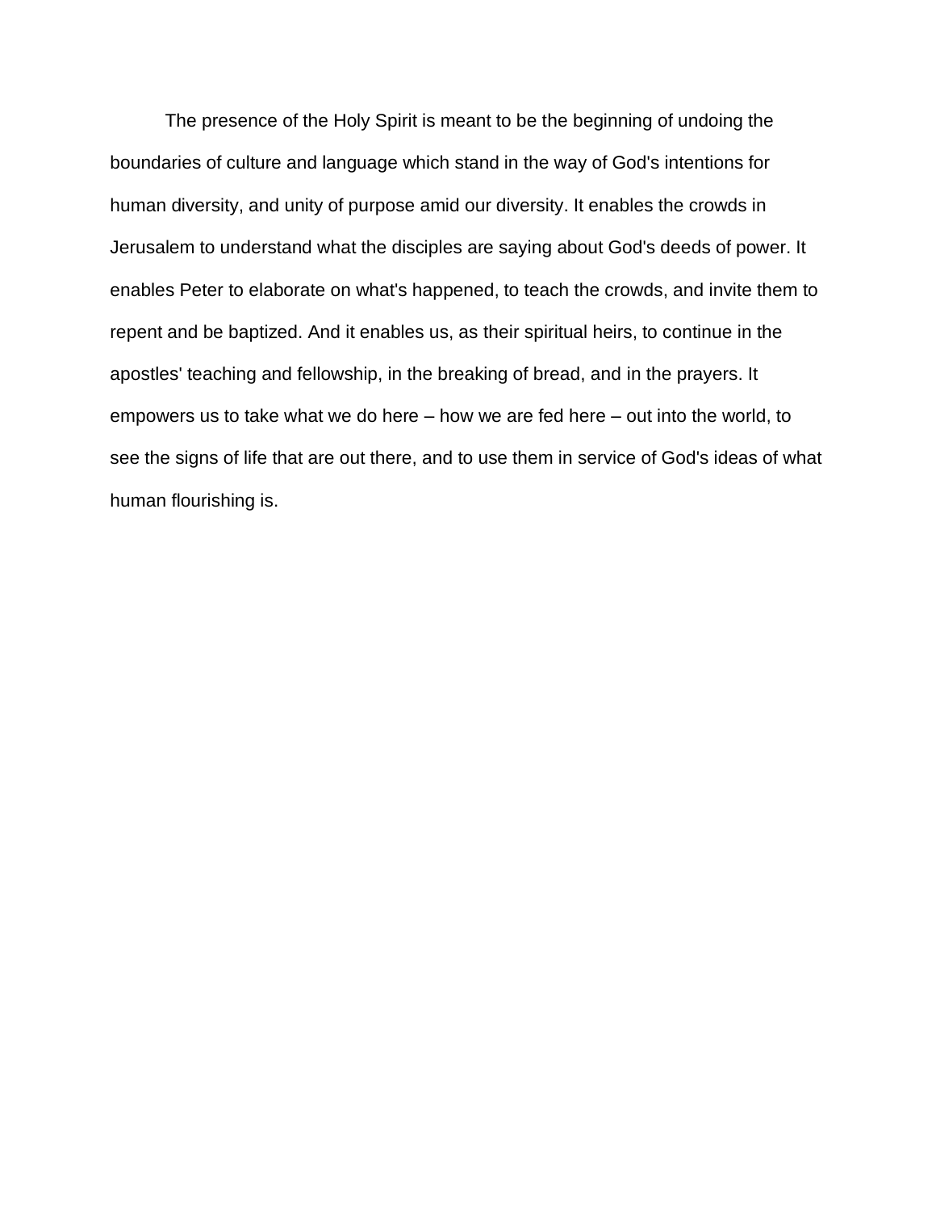The presence of the Holy Spirit is meant to be the beginning of undoing the boundaries of culture and language which stand in the way of God's intentions for human diversity, and unity of purpose amid our diversity. It enables the crowds in Jerusalem to understand what the disciples are saying about God's deeds of power. It enables Peter to elaborate on what's happened, to teach the crowds, and invite them to repent and be baptized. And it enables us, as their spiritual heirs, to continue in the apostles' teaching and fellowship, in the breaking of bread, and in the prayers. It empowers us to take what we do here – how we are fed here – out into the world, to see the signs of life that are out there, and to use them in service of God's ideas of what human flourishing is.